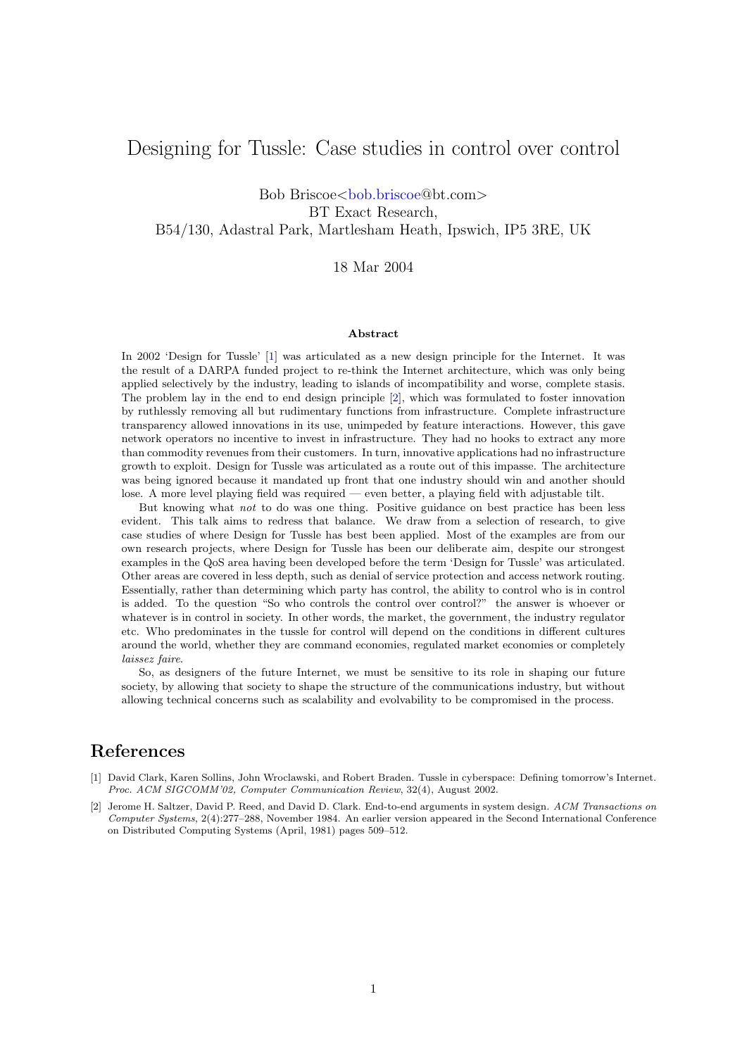# Designing for Tussle: Case studies in control over control

Bob Briscoe<bob.briscoe@bt.com>
BT Exact Research,
B54/130, Adastral Park, Martlesham Heath, Ipswich, IP5 3RE, UK

18 Mar 2004

**Abstract**

In 2002 'Design for Tussle' [1] was articulated as a new design principle for the Internet. It was the result of a DARPA funded project to re-think the Internet architecture, which was only being applied selectively by the industry, leading to islands of incompatibility and worse, complete stasis. The problem lay in the end to end design principle [2], which was formulated to foster innovation by ruthlessly removing all but rudimentary functions from infrastructure. Complete infrastructure transparency allowed innovations in its use, unimpeded by feature interactions. However, this gave network operators no incentive to invest in infrastructure. They had no hooks to extract any more than commodity revenues from their customers. In turn, innovative applications had no infrastructure growth to exploit. Design for Tussle was articulated as a route out of this impasse. The architecture was being ignored because it mandated up front that one industry should win and another should lose. A more level playing field was required — even better, a playing field with adjustable tilt.

But knowing what *not* to do was one thing. Positive guidance on best practice has been less evident. This talk aims to redress that balance. We draw from a selection of research, to give case studies of where Design for Tussle has best been applied. Most of the examples are from our own research projects, where Design for Tussle has been our deliberate aim, despite our strongest examples in the QoS area having been developed before the term 'Design for Tussle' was articulated. Other areas are covered in less depth, such as denial of service protection and access network routing. Essentially, rather than determining which party has control, the ability to control who is in control is added. To the question "So who controls the control over control?" the answer is whoever or whatever is in control in society. In other words, the market, the government, the industry regulator etc. Who predominates in the tussle for control will depend on the conditions in different cultures around the world, whether they are command economies, regulated market economies or completely *laissez faire*.

So, as designers of the future Internet, we must be sensitive to its role in shaping our future society, by allowing that society to shape the structure of the communications industry, but without allowing technical concerns such as scalability and evolvability to be compromised in the process.

## References

[1] David Clark, Karen Sollins, John Wroclawski, and Robert Braden. Tussle in cyberspace: Defining tomorrow's Internet. *Proc. ACM SIGCOMM'02, Computer Communication Review*, 32(4), August 2002.

[2] Jerome H. Saltzer, David P. Reed, and David D. Clark. End-to-end arguments in system design. *ACM Transactions on Computer Systems*, 2(4):277–288, November 1984. An earlier version appeared in the Second International Conference on Distributed Computing Systems (April, 1981) pages 509–512.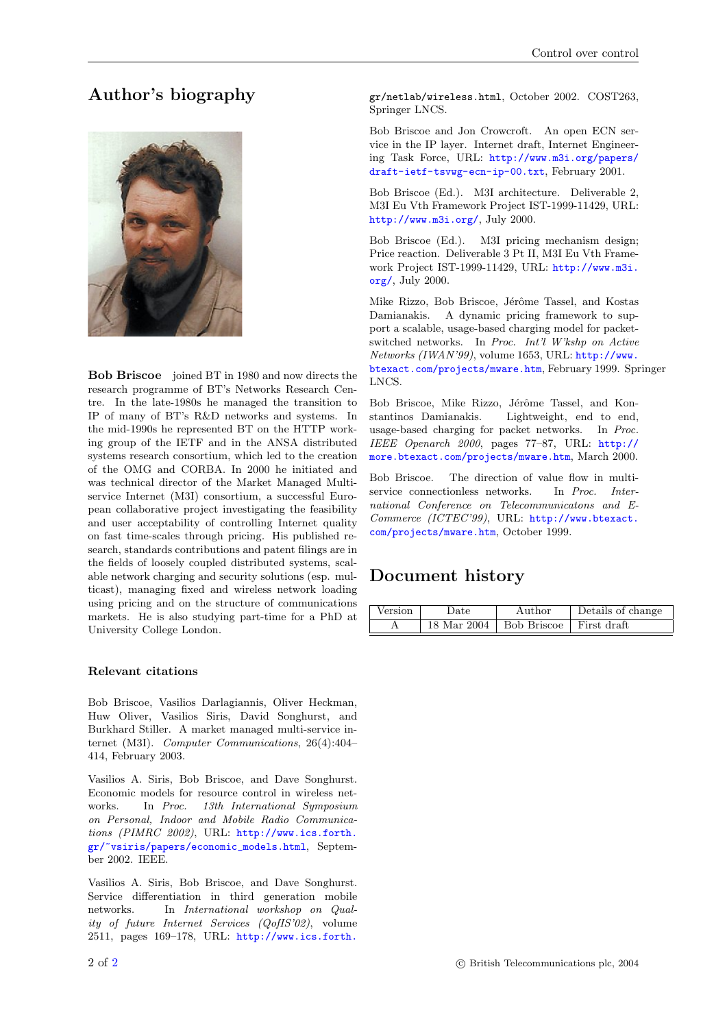# Author's biography

**Bob Briscoe** joined BT in 1980 and now directs the research programme of BT's Networks Research Centre. In the late-1980s he managed the transition to IP of many of BT's R&D networks and systems. In the mid-1990s he represented BT on the HTTP working group of the IETF and in the ANSA distributed systems research consortium, which led to the creation of the OMG and CORBA. In 2000 he initiated and was technical director of the Market Managed Multi-service Internet (M3I) consortium, a successful European collaborative project investigating the feasibility and user acceptability of controlling Internet quality on fast time-scales through pricing. His published research, standards contributions and patent filings are in the fields of loosely coupled distributed systems, scalable network charging and security solutions (esp. multicast), managing fixed and wireless network loading using pricing and on the structure of communications markets. He is also studying part-time for a PhD at University College London.

### Relevant citations

Bob Briscoe, Vasilios Darlagiannis, Oliver Heckman, Huw Oliver, Vasilios Siris, David Songhurst, and Burkhard Stiller. A market managed multi-service internet (M3I). *Computer Communications*, 26(4):404–414, February 2003.

Vasilios A. Siris, Bob Briscoe, and Dave Songhurst. Economic models for resource control in wireless networks. In *Proc. 13th International Symposium on Personal, Indoor and Mobile Radio Communications (PIMRC 2002)*, URL: http://www.ics.forth.gr/~vsiris/papers/economic_models.html, September 2002. IEEE.

Vasilios A. Siris, Bob Briscoe, and Dave Songhurst. Service differentiation in third generation mobile networks. In *International workshop on Quality of future Internet Services (QofIS'02)*, volume 2511, pages 169–178, URL: http://www.ics.forth.gr/netlab/wireless.html, October 2002. COST263, Springer LNCS.

Bob Briscoe and Jon Crowcroft. An open ECN service in the IP layer. Internet draft, Internet Engineering Task Force, URL: http://www.m3i.org/papers/draft-ietf-tsvwg-ecn-ip-00.txt, February 2001.

Bob Briscoe (Ed.). M3I architecture. Deliverable 2, M3I Eu Vth Framework Project IST-1999-11429, URL: http://www.m3i.org/, July 2000.

Bob Briscoe (Ed.). M3I pricing mechanism design; Price reaction. Deliverable 3 Pt II, M3I Eu Vth Framework Project IST-1999-11429, URL: http://www.m3i.org/, July 2000.

Mike Rizzo, Bob Briscoe, Jérôme Tassel, and Kostas Damianakis. A dynamic pricing framework to support a scalable, usage-based charging model for packet-switched networks. In *Proc. Int'l W'kshp on Active Networks (IWAN'99)*, volume 1653, URL: http://www.btexact.com/projects/mware.htm, February 1999. Springer LNCS.

Bob Briscoe, Mike Rizzo, Jérôme Tassel, and Konstantinos Damianakis. Lightweight, end to end, usage-based charging for packet networks. In *Proc. IEEE Openarch 2000*, pages 77–87, URL: http://more.btexact.com/projects/mware.htm, March 2000.

Bob Briscoe. The direction of value flow in multi-service connectionless networks. In *Proc. International Conference on Telecommunicatons and E-Commerce (ICTEC'99)*, URL: http://www.btexact.com/projects/mware.htm, October 1999.

# Document history

| Version | Date | Author | Details of change |
|---|---|---|---|
| A | 18 Mar 2004 | Bob Briscoe | First draft |

© British Telecommunications plc, 2004